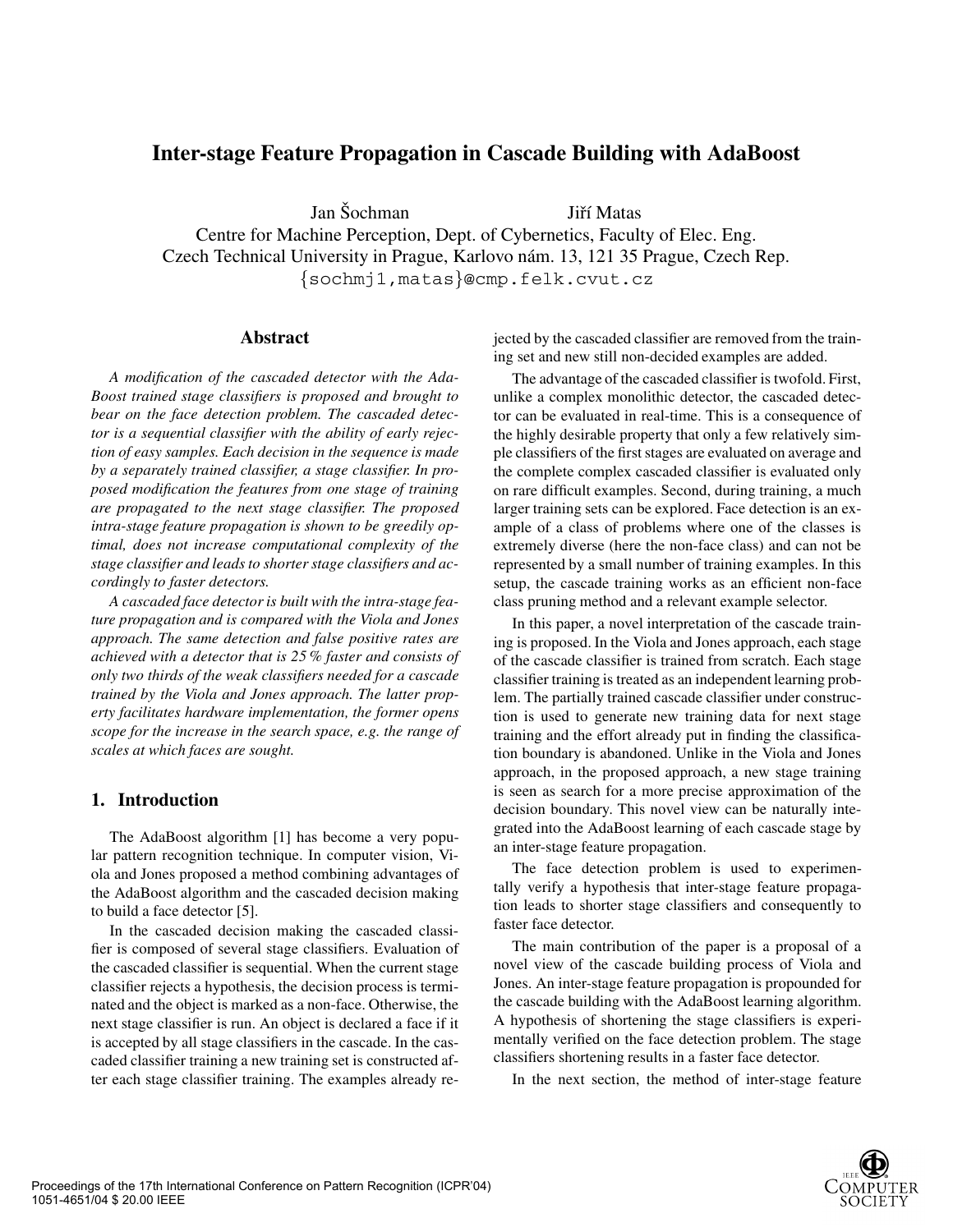# Inter-stage Feature Propagation in Cascade Building with AdaBoost

Jan Šochman Jiří Matas

Centre for Machine Perception, Dept. of Cybernetics, Faculty of Elec. Eng.
Czech Technical University in Prague, Karlovo nám. 13, 121 35 Prague, Czech Rep.
{sochmj1,matas}@cmp.felk.cvut.cz

## Abstract

*A modification of the cascaded detector with the AdaBoost trained stage classifiers is proposed and brought to bear on the face detection problem. The cascaded detector is a sequential classifier with the ability of early rejection of easy samples. Each decision in the sequence is made by a separately trained classifier, a stage classifier. In proposed modification the features from one stage of training are propagated to the next stage classifier. The proposed intra-stage feature propagation is shown to be greedily optimal, does not increase computational complexity of the stage classifier and leads to shorter stage classifiers and accordingly to faster detectors.*

*A cascaded face detector is built with the intra-stage feature propagation and is compared with the Viola and Jones approach. The same detection and false positive rates are achieved with a detector that is 25 % faster and consists of only two thirds of the weak classifiers needed for a cascade trained by the Viola and Jones approach. The latter property facilitates hardware implementation, the former opens scope for the increase in the search space, e.g. the range of scales at which faces are sought.*

## 1. Introduction

The AdaBoost algorithm [1] has become a very popular pattern recognition technique. In computer vision, Viola and Jones proposed a method combining advantages of the AdaBoost algorithm and the cascaded decision making to build a face detector [5].

In the cascaded decision making the cascaded classifier is composed of several stage classifiers. Evaluation of the cascaded classifier is sequential. When the current stage classifier rejects a hypothesis, the decision process is terminated and the object is marked as a non-face. Otherwise, the next stage classifier is run. An object is declared a face if it is accepted by all stage classifiers in the cascade. In the cascaded classifier training a new training set is constructed after each stage classifier training. The examples already rejected by the cascaded classifier are removed from the training set and new still non-decided examples are added.

The advantage of the cascaded classifier is twofold. First, unlike a complex monolithic detector, the cascaded detector can be evaluated in real-time. This is a consequence of the highly desirable property that only a few relatively simple classifiers of the first stages are evaluated on average and the complete complex cascaded classifier is evaluated only on rare difficult examples. Second, during training, a much larger training sets can be explored. Face detection is an example of a class of problems where one of the classes is extremely diverse (here the non-face class) and can not be represented by a small number of training examples. In this setup, the cascade training works as an efficient non-face class pruning method and a relevant example selector.

In this paper, a novel interpretation of the cascade training is proposed. In the Viola and Jones approach, each stage of the cascade classifier is trained from scratch. Each stage classifier training is treated as an independent learning problem. The partially trained cascade classifier under construction is used to generate new training data for next stage training and the effort already put in finding the classification boundary is abandoned. Unlike in the Viola and Jones approach, in the proposed approach, a new stage training is seen as search for a more precise approximation of the decision boundary. This novel view can be naturally integrated into the AdaBoost learning of each cascade stage by an inter-stage feature propagation.

The face detection problem is used to experimentally verify a hypothesis that inter-stage feature propagation leads to shorter stage classifiers and consequently to faster face detector.

The main contribution of the paper is a proposal of a novel view of the cascade building process of Viola and Jones. An inter-stage feature propagation is propounded for the cascade building with the AdaBoost learning algorithm. A hypothesis of shortening the stage classifiers is experimentally verified on the face detection problem. The stage classifiers shortening results in a faster face detector.

In the next section, the method of inter-stage feature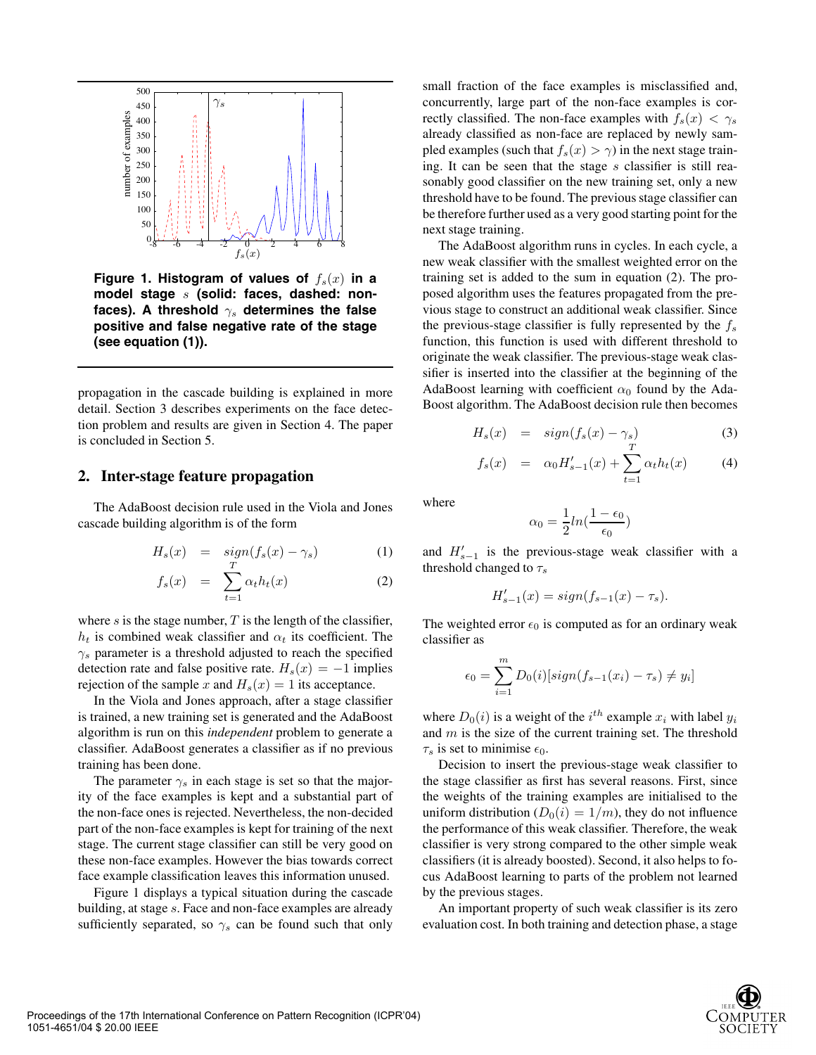500
450
400
350
300
250
200
150
100
50
0

-8 -6 -4 -2 0 2 4 6 8

number of examples

$\gamma_s$

$f_s(x)$

**Figure 1. Histogram of values of $f_s(x)$ in a model stage $s$ (solid: faces, dashed: non-faces). A threshold $\gamma_s$ determines the false positive and false negative rate of the stage (see equation (1)).**

propagation in the cascade building is explained in more detail. Section 3 describes experiments on the face detection problem and results are given in Section 4. The paper is concluded in Section 5.

## 2. Inter-stage feature propagation

The AdaBoost decision rule used in the Viola and Jones cascade building algorithm is of the form

$$H_s(x) = sign(f_s(x) - \gamma_s) \tag{1}$$

$$f_s(x) = \sum_{t=1}^{T} \alpha_t h_t(x) \tag{2}$$

where $s$ is the stage number, $T$ is the length of the classifier, $h_t$ is combined weak classifier and $\alpha_t$ its coefficient. The $\gamma_s$ parameter is a threshold adjusted to reach the specified detection rate and false positive rate. $H_s(x) = -1$ implies rejection of the sample $x$ and $H_s(x) = 1$ its acceptance.

In the Viola and Jones approach, after a stage classifier is trained, a new training set is generated and the AdaBoost algorithm is run on this *independent* problem to generate a classifier. AdaBoost generates a classifier as if no previous training has been done.

The parameter $\gamma_s$ in each stage is set so that the majority of the face examples is kept and a substantial part of the non-face ones is rejected. Nevertheless, the non-decided part of the non-face examples is kept for training of the next stage. The current stage classifier can still be very good on these non-face examples. However the bias towards correct face example classification leaves this information unused.

Figure 1 displays a typical situation during the cascade building, at stage $s$. Face and non-face examples are already sufficiently separated, so $\gamma_s$ can be found such that only small fraction of the face examples is misclassified and, concurrently, large part of the non-face examples is correctly classified. The non-face examples with $f_s(x) < \gamma_s$ already classified as non-face are replaced by newly sampled examples (such that $f_s(x) > \gamma$) in the next stage training. It can be seen that the stage $s$ classifier is still reasonably good classifier on the new training set, only a new threshold have to be found. The previous stage classifier can be therefore further used as a very good starting point for the next stage training.

The AdaBoost algorithm runs in cycles. In each cycle, a new weak classifier with the smallest weighted error on the training set is added to the sum in equation (2). The proposed algorithm uses the features propagated from the previous stage to construct an additional weak classifier. Since the previous-stage classifier is fully represented by the $f_s$ function, this function is used with different threshold to originate the weak classifier. The previous-stage weak classifier is inserted into the classifier at the beginning of the AdaBoost learning with coefficient $\alpha_0$ found by the AdaBoost algorithm. The AdaBoost decision rule then becomes

$$H_s(x) = sign(f_s(x) - \gamma_s) \tag{3}$$

$$f_s(x) = \alpha_0 H'_{s-1}(x) + \sum_{t=1}^{T} \alpha_t h_t(x) \tag{4}$$

where

$$\alpha_0 = \frac{1}{2} ln(\frac{1 - \epsilon_0}{\epsilon_0})$$

and $H'_{s-1}$ is the previous-stage weak classifier with a threshold changed to $\tau_s$

$$H'_{s-1}(x) = sign(f_{s-1}(x) - \tau_s).$$

The weighted error $\epsilon_0$ is computed as for an ordinary weak classifier as

$$\epsilon_0 = \sum_{i=1}^{m} D_0(i)[sign(f_{s-1}(x_i) - \tau_s) \neq y_i]$$

where $D_0(i)$ is a weight of the $i^{th}$ example $x_i$ with label $y_i$ and $m$ is the size of the current training set. The threshold $\tau_s$ is set to minimise $\epsilon_0$.

Decision to insert the previous-stage weak classifier to the stage classifier as first has several reasons. First, since the weights of the training examples are initialised to the uniform distribution ($D_0(i) = 1/m$), they do not influence the performance of this weak classifier. Therefore, the weak classifier is very strong compared to the other simple weak classifiers (it is already boosted). Second, it also helps to focus AdaBoost learning to parts of the problem not learned by the previous stages.

An important property of such weak classifier is its zero evaluation cost. In both training and detection phase, a stage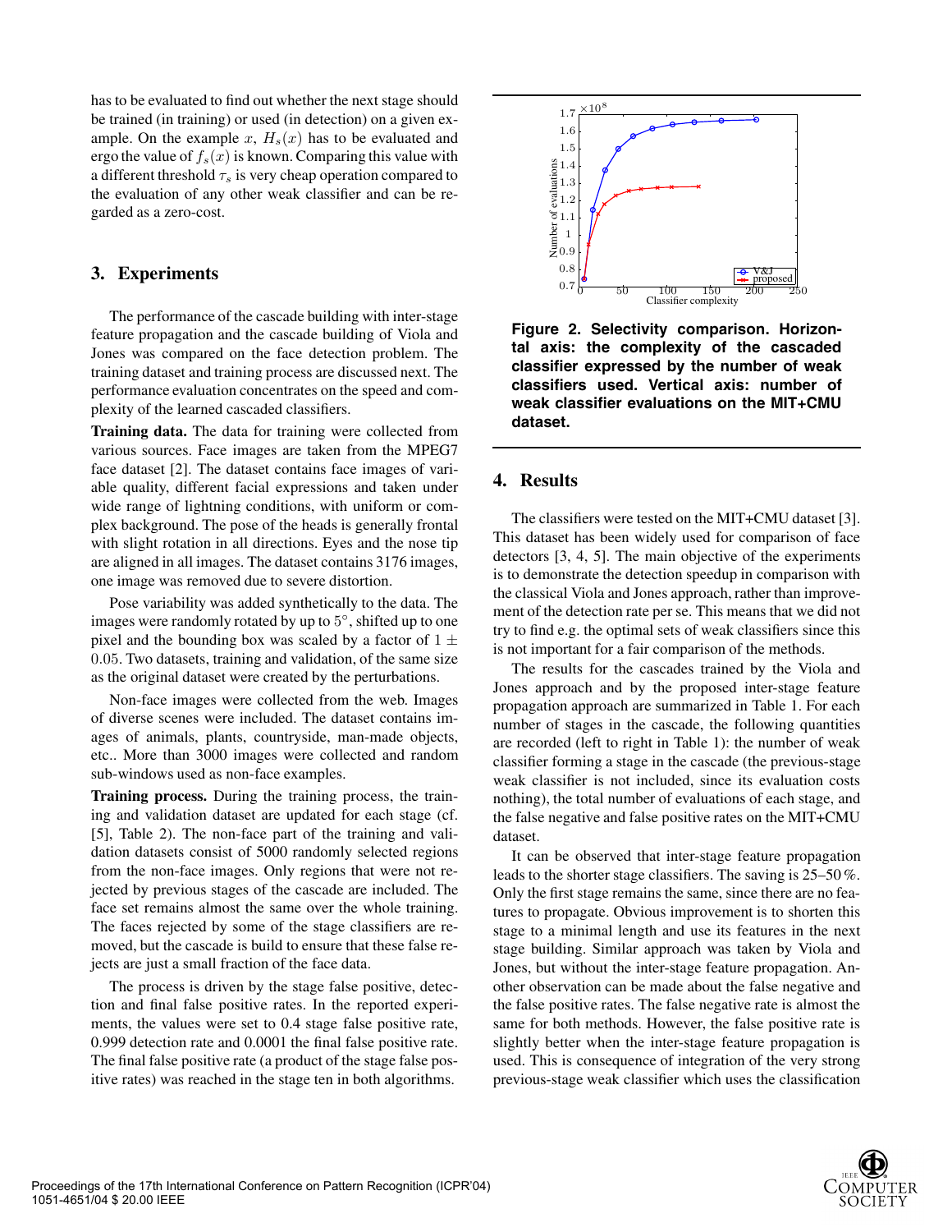has to be evaluated to find out whether the next stage should be trained (in training) or used (in detection) on a given example. On the example $x$, $H_s(x)$ has to be evaluated and ergo the value of $f_s(x)$ is known. Comparing this value with a different threshold $\tau_s$ is very cheap operation compared to the evaluation of any other weak classifier and can be regarded as a zero-cost.

## 3. Experiments

The performance of the cascade building with inter-stage feature propagation and the cascade building of Viola and Jones was compared on the face detection problem. The training dataset and training process are discussed next. The performance evaluation concentrates on the speed and complexity of the learned cascaded classifiers.

**Training data.** The data for training were collected from various sources. Face images are taken from the MPEG7 face dataset [2]. The dataset contains face images of variable quality, different facial expressions and taken under wide range of lightning conditions, with uniform or complex background. The pose of the heads is generally frontal with slight rotation in all directions. Eyes and the nose tip are aligned in all images. The dataset contains 3176 images, one image was removed due to severe distortion.

Pose variability was added synthetically to the data. The images were randomly rotated by up to $5°$, shifted up to one pixel and the bounding box was scaled by a factor of $1 \pm 0.05$. Two datasets, training and validation, of the same size as the original dataset were created by the perturbations.

Non-face images were collected from the web. Images of diverse scenes were included. The dataset contains images of animals, plants, countryside, man-made objects, etc.. More than 3000 images were collected and random sub-windows used as non-face examples.

**Training process.** During the training process, the training and validation dataset are updated for each stage (cf. [5], Table 2). The non-face part of the training and validation datasets consist of 5000 randomly selected regions from the non-face images. Only regions that were not rejected by previous stages of the cascade are included. The face set remains almost the same over the whole training. The faces rejected by some of the stage classifiers are removed, but the cascade is build to ensure that these false rejects are just a small fraction of the face data.

The process is driven by the stage false positive, detection and final false positive rates. In the reported experiments, the values were set to 0.4 stage false positive rate, 0.999 detection rate and 0.0001 the final false positive rate. The final false positive rate (a product of the stage false positive rates) was reached in the stage ten in both algorithms.

$\times 10^8$
1.7
1.6
1.5
1.4
1.3
1.2
1.1
1
0.9
0.8
0.7
Number of evaluations
0
50
100
150
200
250
Classifier complexity
V&J
proposed

**Figure 2. Selectivity comparison. Horizontal axis: the complexity of the cascaded classifier expressed by the number of weak classifiers used. Vertical axis: number of weak classifier evaluations on the MIT+CMU dataset.**

## 4. Results

The classifiers were tested on the MIT+CMU dataset [3]. This dataset has been widely used for comparison of face detectors [3, 4, 5]. The main objective of the experiments is to demonstrate the detection speedup in comparison with the classical Viola and Jones approach, rather than improvement of the detection rate per se. This means that we did not try to find e.g. the optimal sets of weak classifiers since this is not important for a fair comparison of the methods.

The results for the cascades trained by the Viola and Jones approach and by the proposed inter-stage feature propagation approach are summarized in Table 1. For each number of stages in the cascade, the following quantities are recorded (left to right in Table 1): the number of weak classifier forming a stage in the cascade (the previous-stage weak classifier is not included, since its evaluation costs nothing), the total number of evaluations of each stage, and the false negative and false positive rates on the MIT+CMU dataset.

It can be observed that inter-stage feature propagation leads to the shorter stage classifiers. The saving is 25–50 %. Only the first stage remains the same, since there are no features to propagate. Obvious improvement is to shorten this stage to a minimal length and use its features in the next stage building. Similar approach was taken by Viola and Jones, but without the inter-stage feature propagation. Another observation can be made about the false negative and the false positive rates. The false negative rate is almost the same for both methods. However, the false positive rate is slightly better when the inter-stage feature propagation is used. This is consequence of integration of the very strong previous-stage weak classifier which uses the classification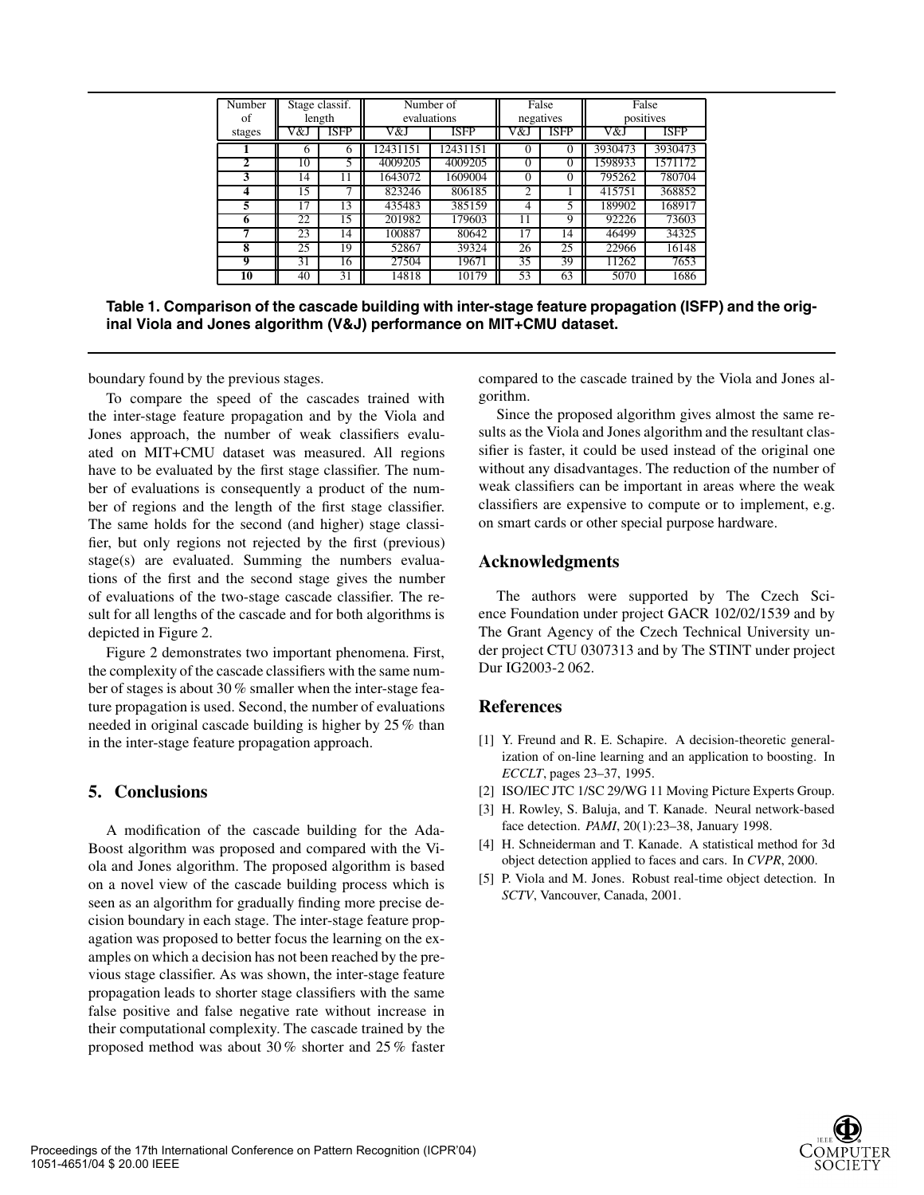| Number of stages | Stage classif. length | | Number of evaluations | | False negatives | | False positives | |
|---|---|---|---|---|---|---|---|---|
| | V&J | ISFP | V&J | ISFP | V&J | ISFP | V&J | ISFP |
| **1** | 6 | 6 | 12431151 | 12431151 | 0 | 0 | 3930473 | 3930473 |
| **2** | 10 | 5 | 4009205 | 4009205 | 0 | 0 | 1598933 | 1571172 |
| **3** | 14 | 11 | 1643072 | 1609004 | 0 | 0 | 795262 | 780704 |
| **4** | 15 | 7 | 823246 | 806185 | 2 | 1 | 415751 | 368852 |
| **5** | 17 | 13 | 435483 | 385159 | 4 | 5 | 189902 | 168917 |
| **6** | 22 | 15 | 201982 | 179603 | 11 | 9 | 92226 | 73603 |
| **7** | 23 | 14 | 100887 | 80642 | 17 | 14 | 46499 | 34325 |
| **8** | 25 | 19 | 52867 | 39324 | 26 | 25 | 22966 | 16148 |
| **9** | 31 | 16 | 27504 | 19671 | 35 | 39 | 11262 | 7653 |
| **10** | 40 | 31 | 14818 | 10179 | 53 | 63 | 5070 | 1686 |

**Table 1. Comparison of the cascade building with inter-stage feature propagation (ISFP) and the original Viola and Jones algorithm (V&J) performance on MIT+CMU dataset.**

boundary found by the previous stages.

To compare the speed of the cascades trained with the inter-stage feature propagation and by the Viola and Jones approach, the number of weak classifiers evaluated on MIT+CMU dataset was measured. All regions have to be evaluated by the first stage classifier. The number of evaluations is consequently a product of the number of regions and the length of the first stage classifier. The same holds for the second (and higher) stage classifier, but only regions not rejected by the first (previous) stage(s) are evaluated. Summing the numbers evaluations of the first and the second stage gives the number of evaluations of the two-stage cascade classifier. The result for all lengths of the cascade and for both algorithms is depicted in Figure 2.

Figure 2 demonstrates two important phenomena. First, the complexity of the cascade classifiers with the same number of stages is about 30 % smaller when the inter-stage feature propagation is used. Second, the number of evaluations needed in original cascade building is higher by 25 % than in the inter-stage feature propagation approach.

## 5. Conclusions

A modification of the cascade building for the AdaBoost algorithm was proposed and compared with the Viola and Jones algorithm. The proposed algorithm is based on a novel view of the cascade building process which is seen as an algorithm for gradually finding more precise decision boundary in each stage. The inter-stage feature propagation was proposed to better focus the learning on the examples on which a decision has not been reached by the previous stage classifier. As was shown, the inter-stage feature propagation leads to shorter stage classifiers with the same false positive and false negative rate without increase in their computational complexity. The cascade trained by the proposed method was about 30 % shorter and 25 % faster compared to the cascade trained by the Viola and Jones algorithm.

Since the proposed algorithm gives almost the same results as the Viola and Jones algorithm and the resultant classifier is faster, it could be used instead of the original one without any disadvantages. The reduction of the number of weak classifiers can be important in areas where the weak classifiers are expensive to compute or to implement, e.g. on smart cards or other special purpose hardware.

## Acknowledgments

The authors were supported by The Czech Science Foundation under project GACR 102/02/1539 and by The Grant Agency of the Czech Technical University under project CTU 0307313 and by The STINT under project Dur IG2003-2 062.

## References

[1] Y. Freund and R. E. Schapire. A decision-theoretic generalization of on-line learning and an application to boosting. In *ECCLT*, pages 23–37, 1995.

[2] ISO/IEC JTC 1/SC 29/WG 11 Moving Picture Experts Group.

[3] H. Rowley, S. Baluja, and T. Kanade. Neural network-based face detection. *PAMI*, 20(1):23–38, January 1998.

[4] H. Schneiderman and T. Kanade. A statistical method for 3d object detection applied to faces and cars. In *CVPR*, 2000.

[5] P. Viola and M. Jones. Robust real-time object detection. In *SCTV*, Vancouver, Canada, 2001.